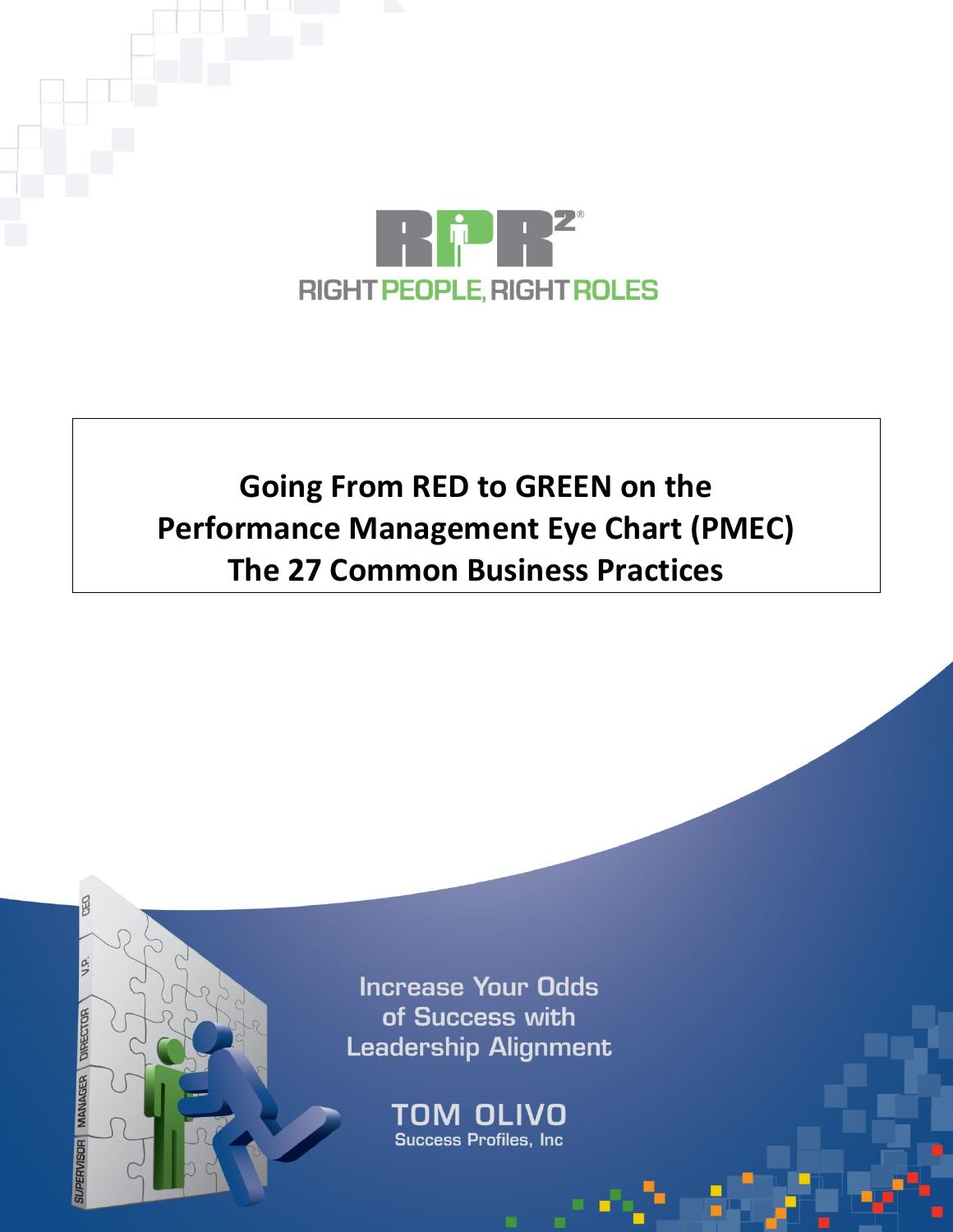RPR²®

RIGHT PEOPLE, RIGHT ROLES

# Going From RED to GREEN on the Performance Management Eye Chart (PMEC) The 27 Common Business Practices

Increase Your Odds of Success with Leadership Alignment

**TOM OLIVO**

Success Profiles, Inc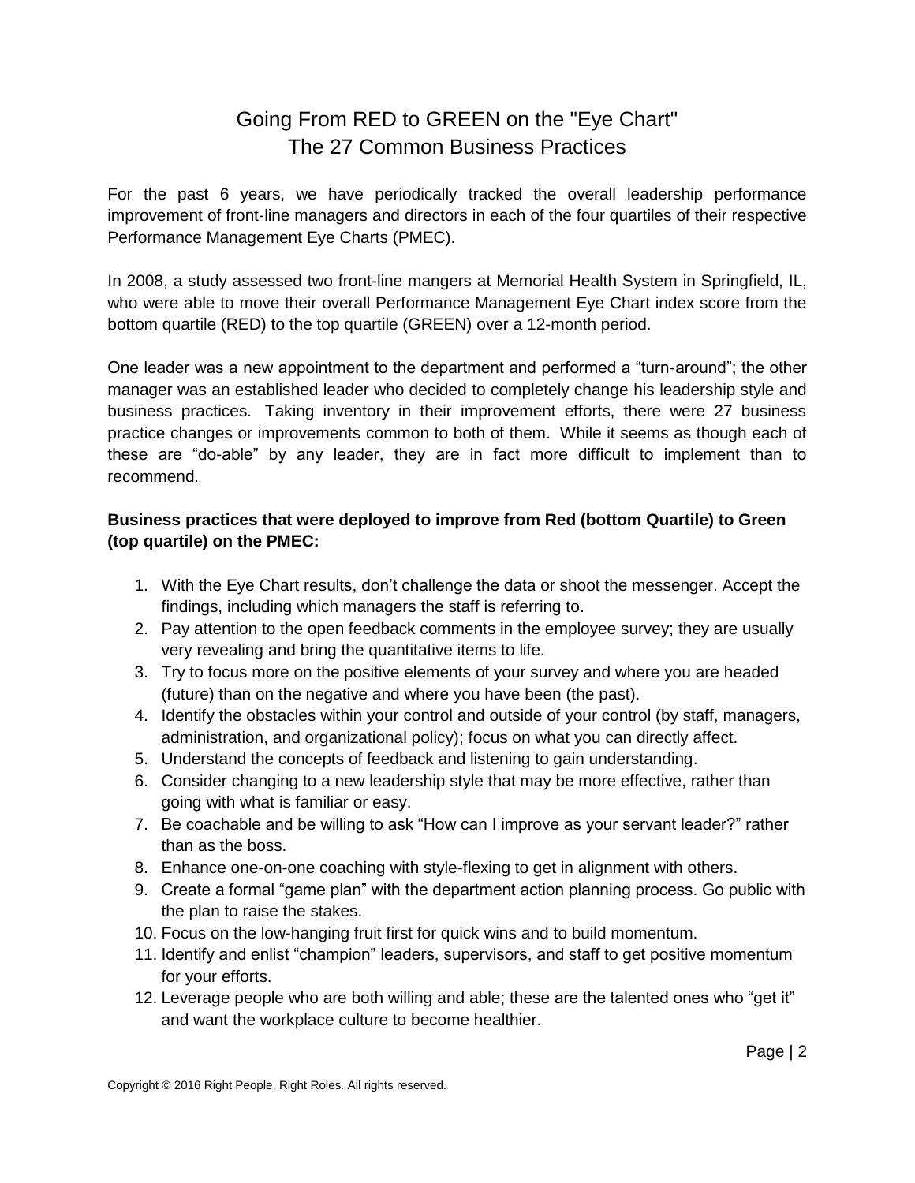# Going From RED to GREEN on the "Eye Chart"
## The 27 Common Business Practices

For the past 6 years, we have periodically tracked the overall leadership performance improvement of front-line managers and directors in each of the four quartiles of their respective Performance Management Eye Charts (PMEC).

In 2008, a study assessed two front-line mangers at Memorial Health System in Springfield, IL, who were able to move their overall Performance Management Eye Chart index score from the bottom quartile (RED) to the top quartile (GREEN) over a 12-month period.

One leader was a new appointment to the department and performed a "turn-around"; the other manager was an established leader who decided to completely change his leadership style and business practices. Taking inventory in their improvement efforts, there were 27 business practice changes or improvements common to both of them. While it seems as though each of these are "do-able" by any leader, they are in fact more difficult to implement than to recommend.

**Business practices that were deployed to improve from Red (bottom Quartile) to Green (top quartile) on the PMEC:**

1. With the Eye Chart results, don't challenge the data or shoot the messenger. Accept the findings, including which managers the staff is referring to.
2. Pay attention to the open feedback comments in the employee survey; they are usually very revealing and bring the quantitative items to life.
3. Try to focus more on the positive elements of your survey and where you are headed (future) than on the negative and where you have been (the past).
4. Identify the obstacles within your control and outside of your control (by staff, managers, administration, and organizational policy); focus on what you can directly affect.
5. Understand the concepts of feedback and listening to gain understanding.
6. Consider changing to a new leadership style that may be more effective, rather than going with what is familiar or easy.
7. Be coachable and be willing to ask "How can I improve as your servant leader?" rather than as the boss.
8. Enhance one-on-one coaching with style-flexing to get in alignment with others.
9. Create a formal "game plan" with the department action planning process. Go public with the plan to raise the stakes.
10. Focus on the low-hanging fruit first for quick wins and to build momentum.
11. Identify and enlist "champion" leaders, supervisors, and staff to get positive momentum for your efforts.
12. Leverage people who are both willing and able; these are the talented ones who "get it" and want the workplace culture to become healthier.

Copyright © 2016 Right People, Right Roles. All rights reserved.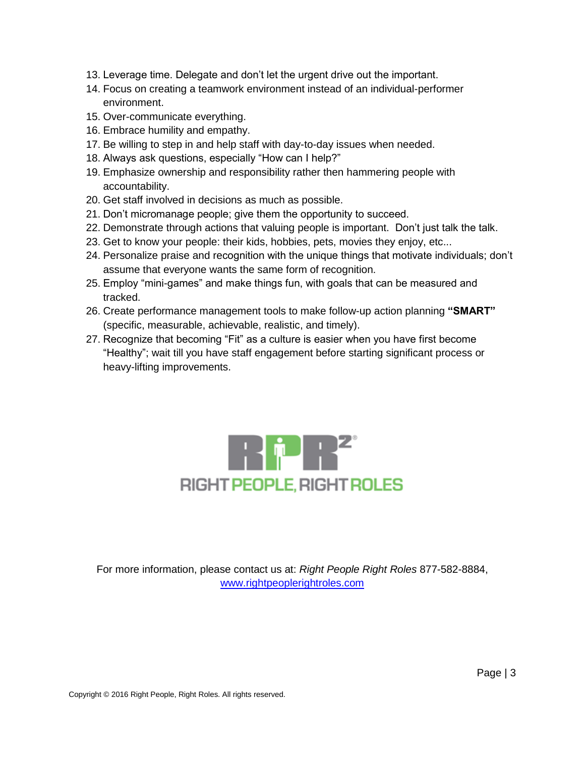13. Leverage time. Delegate and don't let the urgent drive out the important.
14. Focus on creating a teamwork environment instead of an individual-performer environment.
15. Over-communicate everything.
16. Embrace humility and empathy.
17. Be willing to step in and help staff with day-to-day issues when needed.
18. Always ask questions, especially "How can I help?"
19. Emphasize ownership and responsibility rather then hammering people with accountability.
20. Get staff involved in decisions as much as possible.
21. Don't micromanage people; give them the opportunity to succeed.
22. Demonstrate through actions that valuing people is important. Don't just talk the talk.
23. Get to know your people: their kids, hobbies, pets, movies they enjoy, etc...
24. Personalize praise and recognition with the unique things that motivate individuals; don't assume that everyone wants the same form of recognition.
25. Employ "mini-games" and make things fun, with goals that can be measured and tracked.
26. Create performance management tools to make follow-up action planning **"SMART"** (specific, measurable, achievable, realistic, and timely).
27. Recognize that becoming "Fit" as a culture is easier when you have first become "Healthy"; wait till you have staff engagement before starting significant process or heavy-lifting improvements.

RPR²®

RIGHT PEOPLE, RIGHT ROLES

For more information, please contact us at: *Right People Right Roles* 877-582-8884, www.rightpeoplerightroles.com

Copyright © 2016 Right People, Right Roles. All rights reserved.